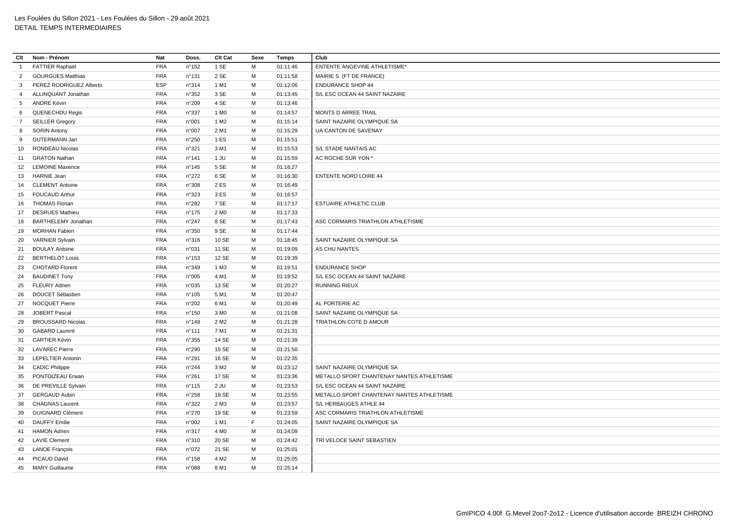Les Foulées du Sillon 2021 - Les Foulées du Sillon - 29 août 2021
DETAIL TEMPS INTERMEDIAIRES

| Clt | Nom - Prénom | Nat | Doss. | Clt Cat | Sexe | Temps | Club |
|---|---|---|---|---|---|---|---|
| 1 | FATTIER Raphaël | FRA | n°152 | 1 SE | M | 01:11:46 | ENTENTE ANGEVINE ATHLETISME* |
| 2 | GOURGUES Matthias | FRA | n°131 | 2 SE | M | 01:11:58 | MAIRIE S. (FT DE FRANCE) |
| 3 | PEREZ RODRIGUEZ Alberto | ESP | n°314 | 1 M1 | M | 01:12:06 | ENDURANCE SHOP 44 |
| 4 | ALLINQUANT Jonathan | FRA | n°352 | 3 SE | M | 01:13:45 | S/L ESC OCEAN 44 SAINT NAZAIRE |
| 5 | ANDRE Kévin | FRA | n°209 | 4 SE | M | 01:13:46 | |
| 6 | QUENECHDU Regis | FRA | n°337 | 1 M0 | M | 01:14:57 | MONTS D ARREE TRAIL |
| 7 | SEILLER Gregory | FRA | n°001 | 1 M2 | M | 01:15:14 | SAINT NAZAIRE OLYMPIQUE SA |
| 8 | SORIN Antony | FRA | n°007 | 2 M1 | M | 01:15:29 | UA CANTON DE SAVENAY |
| 9 | GUTERMANN Jan | FRA | n°250 | 1 ES | M | 01:15:51 | |
| 10 | RONDEAU Nicolas | FRA | n°321 | 3 M1 | M | 01:15:53 | S/L STADE NANTAIS AC |
| 11 | GRATON Nathan | FRA | n°141 | 1 JU | M | 01:15:59 | AC ROCHE SUR YON * |
| 12 | LEMOINE Maxence | FRA | n°145 | 5 SE | M | 01:16:27 | |
| 13 | HARNIE Jean | FRA | n°272 | 6 SE | M | 01:16:30 | ENTENTE NORD LOIRE 44 |
| 14 | CLEMENT Antoine | FRA | n°308 | 2 ES | M | 01:16:49 | |
| 15 | FOUCAUD Arthur | FRA | n°323 | 3 ES | M | 01:16:57 | |
| 16 | THOMAS Florian | FRA | n°282 | 7 SE | M | 01:17:17 | ESTUAIRE ATHLETIC CLUB |
| 17 | DESRUES Mathieu | FRA | n°175 | 2 M0 | M | 01:17:33 | |
| 18 | BARTHELEMY Jonathan | FRA | n°247 | 8 SE | M | 01:17:43 | ASC CORMARIS TRIATHLON ATHLETISME |
| 19 | MORHAN Fabien | FRA | n°350 | 9 SE | M | 01:17:44 | |
| 20 | VARNIER Sylvain | FRA | n°316 | 10 SE | M | 01:18:45 | SAINT NAZAIRE OLYMPIQUE SA |
| 21 | BOULAY Antoine | FRA | n°031 | 11 SE | M | 01:19:09 | AS CHU NANTES |
| 22 | BERTHELOT Louis | FRA | n°153 | 12 SE | M | 01:19:39 | |
| 23 | CHOTARD Florent | FRA | n°349 | 1 M3 | M | 01:19:51 | ENDURANCE SHOP |
| 24 | BAUDINET Tony | FRA | n°005 | 4 M1 | M | 01:19:52 | S/L ESC OCEAN 44 SAINT NAZAIRE |
| 25 | FLEURY Adrien | FRA | n°035 | 13 SE | M | 01:20:27 | RUNNING RIEUX |
| 26 | DOUCET Sébastien | FRA | n°105 | 5 M1 | M | 01:20:47 | |
| 27 | NOCQUET Pierre | FRA | n°202 | 6 M1 | M | 01:20:49 | AL PORTERIE AC |
| 28 | JOBERT Pascal | FRA | n°150 | 3 M0 | M | 01:21:08 | SAINT NAZAIRE OLYMPIQUE SA |
| 29 | BROUSSARD Nicolas | FRA | n°148 | 2 M2 | M | 01:21:28 | TRIATHLON COTE D AMOUR |
| 30 | GABARD Laurent | FRA | n°111 | 7 M1 | M | 01:21:31 | |
| 31 | CARTIER Kévin | FRA | n°355 | 14 SE | M | 01:21:39 | |
| 32 | LAVAREC Pierre | FRA | n°290 | 15 SE | M | 01:21:50 | |
| 33 | LEPELTIER Antonin | FRA | n°291 | 16 SE | M | 01:22:35 | |
| 34 | CADIC Philippe | FRA | n°244 | 3 M2 | M | 01:23:12 | SAINT NAZAIRE OLYMPIQUE SA |
| 35 | PONTOIZEAU Erwan | FRA | n°261 | 17 SE | M | 01:23:36 | METALLO SPORT CHANTENAY NANTES ATHLETISME |
| 36 | DE PREVILLE Sylvain | FRA | n°115 | 2 JU | M | 01:23:53 | S/L ESC OCEAN 44 SAINT NAZAIRE |
| 37 | GERGAUD Aubin | FRA | n°258 | 18 SE | M | 01:23:55 | METALLO SPORT CHANTENAY NANTES ATHLETISME |
| 38 | CHAGNAS Laurent | FRA | n°322 | 2 M3 | M | 01:23:57 | S/L HERBAUGES ATHLE 44 |
| 39 | GUIGNARD Clément | FRA | n°270 | 19 SE | M | 01:23:59 | ASC CORMARIS TRIATHLON ATHLETISME |
| 40 | DAUFFY Emilie | FRA | n°002 | 1 M1 | F | 01:24:05 | SAINT NAZAIRE OLYMPIQUE SA |
| 41 | HAMON Adrien | FRA | n°317 | 4 M0 | M | 01:24:09 | |
| 42 | LAVIE Clement | FRA | n°310 | 20 SE | M | 01:24:42 | TRI VELOCE SAINT SEBASTIEN |
| 43 | LANOE François | FRA | n°072 | 21 SE | M | 01:25:01 | |
| 44 | PICAUD David | FRA | n°158 | 4 M2 | M | 01:25:05 | |
| 45 | MARY Guillaume | FRA | n°088 | 8 M1 | M | 01:25:14 | |

GmIPICO 4.00f G.Mevel 2oo7-2o12 - Licence d'utilisation accorde BREIZH CHRONO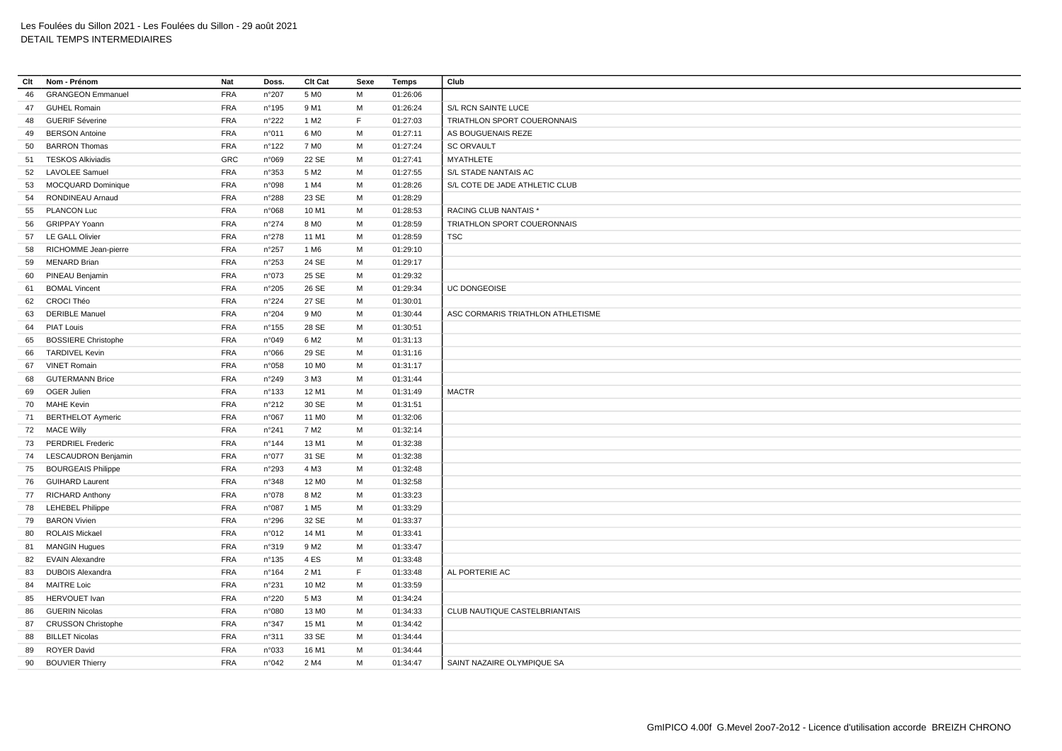Les Foulées du Sillon 2021 - Les Foulées du Sillon - 29 août 2021
DETAIL TEMPS INTERMEDIAIRES

| Clt | Nom - Prénom | Nat | Doss. | Clt Cat | Sexe | Temps | Club |
|---|---|---|---|---|---|---|---|
| 46 | GRANGEON Emmanuel | FRA | n°207 | 5 M0 | M | 01:26:06 | |
| 47 | GUHEL Romain | FRA | n°195 | 9 M1 | M | 01:26:24 | S/L RCN SAINTE LUCE |
| 48 | GUERIF Séverine | FRA | n°222 | 1 M2 | F | 01:27:03 | TRIATHLON SPORT COUERONNAIS |
| 49 | BERSON Antoine | FRA | n°011 | 6 M0 | M | 01:27:11 | AS BOUGUENAIS REZE |
| 50 | BARRON Thomas | FRA | n°122 | 7 M0 | M | 01:27:24 | SC ORVAULT |
| 51 | TESKOS Alkiviadis | GRC | n°069 | 22 SE | M | 01:27:41 | MYATHLETE |
| 52 | LAVOLEE Samuel | FRA | n°353 | 5 M2 | M | 01:27:55 | S/L STADE NANTAIS AC |
| 53 | MOCQUARD Dominique | FRA | n°098 | 1 M4 | M | 01:28:26 | S/L COTE DE JADE ATHLETIC CLUB |
| 54 | RONDINEAU Arnaud | FRA | n°288 | 23 SE | M | 01:28:29 | |
| 55 | PLANCON Luc | FRA | n°068 | 10 M1 | M | 01:28:53 | RACING CLUB NANTAIS * |
| 56 | GRIPPAY Yoann | FRA | n°274 | 8 M0 | M | 01:28:59 | TRIATHLON SPORT COUERONNAIS |
| 57 | LE GALL Olivier | FRA | n°278 | 11 M1 | M | 01:28:59 | TSC |
| 58 | RICHOMME Jean-pierre | FRA | n°257 | 1 M6 | M | 01:29:10 | |
| 59 | MENARD Brian | FRA | n°253 | 24 SE | M | 01:29:17 | |
| 60 | PINEAU Benjamin | FRA | n°073 | 25 SE | M | 01:29:32 | |
| 61 | BOMAL Vincent | FRA | n°205 | 26 SE | M | 01:29:34 | UC DONGEOISE |
| 62 | CROCI Théo | FRA | n°224 | 27 SE | M | 01:30:01 | |
| 63 | DERIBLE Manuel | FRA | n°204 | 9 M0 | M | 01:30:44 | ASC CORMARIS TRIATHLON ATHLETISME |
| 64 | PIAT Louis | FRA | n°155 | 28 SE | M | 01:30:51 | |
| 65 | BOSSIERE Christophe | FRA | n°049 | 6 M2 | M | 01:31:13 | |
| 66 | TARDIVEL Kevin | FRA | n°066 | 29 SE | M | 01:31:16 | |
| 67 | VINET Romain | FRA | n°058 | 10 M0 | M | 01:31:17 | |
| 68 | GUTERMANN Brice | FRA | n°249 | 3 M3 | M | 01:31:44 | |
| 69 | OGER Julien | FRA | n°133 | 12 M1 | M | 01:31:49 | MACTR |
| 70 | MAHE Kevin | FRA | n°212 | 30 SE | M | 01:31:51 | |
| 71 | BERTHELOT Aymeric | FRA | n°067 | 11 M0 | M | 01:32:06 | |
| 72 | MACE Willy | FRA | n°241 | 7 M2 | M | 01:32:14 | |
| 73 | PERDRIEL Frederic | FRA | n°144 | 13 M1 | M | 01:32:38 | |
| 74 | LESCAUDRON Benjamin | FRA | n°077 | 31 SE | M | 01:32:38 | |
| 75 | BOURGEAIS Philippe | FRA | n°293 | 4 M3 | M | 01:32:48 | |
| 76 | GUIHARD Laurent | FRA | n°348 | 12 M0 | M | 01:32:58 | |
| 77 | RICHARD Anthony | FRA | n°078 | 8 M2 | M | 01:33:23 | |
| 78 | LEHEBEL Philippe | FRA | n°087 | 1 M5 | M | 01:33:29 | |
| 79 | BARON Vivien | FRA | n°296 | 32 SE | M | 01:33:37 | |
| 80 | ROLAIS Mickael | FRA | n°012 | 14 M1 | M | 01:33:41 | |
| 81 | MANGIN Hugues | FRA | n°319 | 9 M2 | M | 01:33:47 | |
| 82 | EVAIN Alexandre | FRA | n°135 | 4 ES | M | 01:33:48 | |
| 83 | DUBOIS Alexandra | FRA | n°164 | 2 M1 | F | 01:33:48 | AL PORTERIE AC |
| 84 | MAITRE Loic | FRA | n°231 | 10 M2 | M | 01:33:59 | |
| 85 | HERVOUET Ivan | FRA | n°220 | 5 M3 | M | 01:34:24 | |
| 86 | GUERIN Nicolas | FRA | n°080 | 13 M0 | M | 01:34:33 | CLUB NAUTIQUE CASTELBRIANTAIS |
| 87 | CRUSSON Christophe | FRA | n°347 | 15 M1 | M | 01:34:42 | |
| 88 | BILLET Nicolas | FRA | n°311 | 33 SE | M | 01:34:44 | |
| 89 | ROYER David | FRA | n°033 | 16 M1 | M | 01:34:44 | |
| 90 | BOUVIER Thierry | FRA | n°042 | 2 M4 | M | 01:34:47 | SAINT NAZAIRE OLYMPIQUE SA |

GmIPICO 4.00f G.Mevel 2oo7-2o12 - Licence d'utilisation accorde BREIZH CHRONO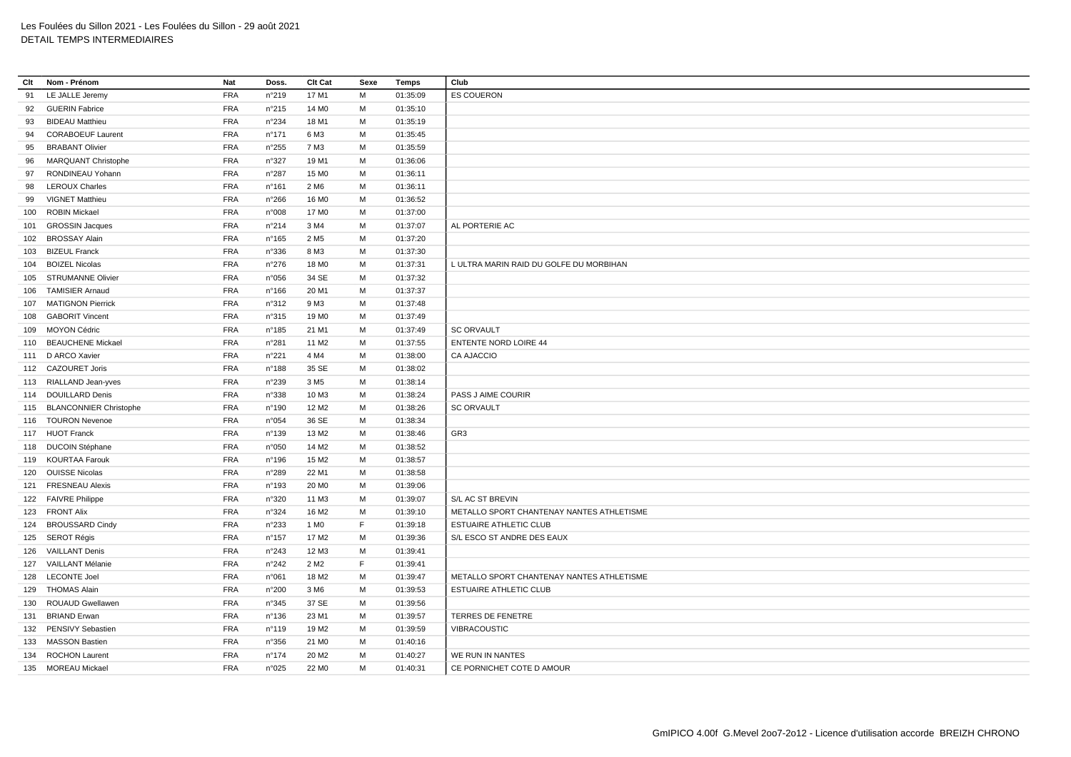Les Foulées du Sillon 2021 - Les Foulées du Sillon - 29 août 2021
DETAIL TEMPS INTERMEDIAIRES

| Clt | Nom - Prénom | Nat | Doss. | Clt Cat | Sexe | Temps | Club |
|---|---|---|---|---|---|---|---|
| 91 | LE JALLE Jeremy | FRA | n°219 | 17 M1 | M | 01:35:09 | ES COUERON |
| 92 | GUERIN Fabrice | FRA | n°215 | 14 M0 | M | 01:35:10 | |
| 93 | BIDEAU Matthieu | FRA | n°234 | 18 M1 | M | 01:35:19 | |
| 94 | CORABOEUF Laurent | FRA | n°171 | 6 M3 | M | 01:35:45 | |
| 95 | BRABANT Olivier | FRA | n°255 | 7 M3 | M | 01:35:59 | |
| 96 | MARQUANT Christophe | FRA | n°327 | 19 M1 | M | 01:36:06 | |
| 97 | RONDINEAU Yohann | FRA | n°287 | 15 M0 | M | 01:36:11 | |
| 98 | LEROUX Charles | FRA | n°161 | 2 M6 | M | 01:36:11 | |
| 99 | VIGNET Matthieu | FRA | n°266 | 16 M0 | M | 01:36:52 | |
| 100 | ROBIN Mickael | FRA | n°008 | 17 M0 | M | 01:37:00 | |
| 101 | GROSSIN Jacques | FRA | n°214 | 3 M4 | M | 01:37:07 | AL PORTERIE AC |
| 102 | BROSSAY Alain | FRA | n°165 | 2 M5 | M | 01:37:20 | |
| 103 | BIZEUL Franck | FRA | n°336 | 8 M3 | M | 01:37:30 | |
| 104 | BOIZEL Nicolas | FRA | n°276 | 18 M0 | M | 01:37:31 | L ULTRA MARIN RAID DU GOLFE DU MORBIHAN |
| 105 | STRUMANNE Olivier | FRA | n°056 | 34 SE | M | 01:37:32 | |
| 106 | TAMISIER Arnaud | FRA | n°166 | 20 M1 | M | 01:37:37 | |
| 107 | MATIGNON Pierrick | FRA | n°312 | 9 M3 | M | 01:37:48 | |
| 108 | GABORIT Vincent | FRA | n°315 | 19 M0 | M | 01:37:49 | |
| 109 | MOYON Cédric | FRA | n°185 | 21 M1 | M | 01:37:49 | SC ORVAULT |
| 110 | BEAUCHENE Mickael | FRA | n°281 | 11 M2 | M | 01:37:55 | ENTENTE NORD LOIRE 44 |
| 111 | D ARCO Xavier | FRA | n°221 | 4 M4 | M | 01:38:00 | CA AJACCIO |
| 112 | CAZOURET Joris | FRA | n°188 | 35 SE | M | 01:38:02 | |
| 113 | RIALLAND Jean-yves | FRA | n°239 | 3 M5 | M | 01:38:14 | |
| 114 | DOUILLARD Denis | FRA | n°338 | 10 M3 | M | 01:38:24 | PASS J AIME COURIR |
| 115 | BLANCONNIER Christophe | FRA | n°190 | 12 M2 | M | 01:38:26 | SC ORVAULT |
| 116 | TOURON Nevenoe | FRA | n°054 | 36 SE | M | 01:38:34 | |
| 117 | HUOT Franck | FRA | n°139 | 13 M2 | M | 01:38:46 | GR3 |
| 118 | DUCOIN Stéphane | FRA | n°050 | 14 M2 | M | 01:38:52 | |
| 119 | KOURTAA Farouk | FRA | n°196 | 15 M2 | M | 01:38:57 | |
| 120 | OUISSE Nicolas | FRA | n°289 | 22 M1 | M | 01:38:58 | |
| 121 | FRESNEAU Alexis | FRA | n°193 | 20 M0 | M | 01:39:06 | |
| 122 | FAIVRE Philippe | FRA | n°320 | 11 M3 | M | 01:39:07 | S/L AC ST BREVIN |
| 123 | FRONT Alix | FRA | n°324 | 16 M2 | M | 01:39:10 | METALLO SPORT CHANTENAY NANTES ATHLETISME |
| 124 | BROUSSARD Cindy | FRA | n°233 | 1 M0 | F | 01:39:18 | ESTUAIRE ATHLETIC CLUB |
| 125 | SEROT Régis | FRA | n°157 | 17 M2 | M | 01:39:36 | S/L ESCO ST ANDRE DES EAUX |
| 126 | VAILLANT Denis | FRA | n°243 | 12 M3 | M | 01:39:41 | |
| 127 | VAILLANT Mélanie | FRA | n°242 | 2 M2 | F | 01:39:41 | |
| 128 | LECONTE Joel | FRA | n°061 | 18 M2 | M | 01:39:47 | METALLO SPORT CHANTENAY NANTES ATHLETISME |
| 129 | THOMAS Alain | FRA | n°200 | 3 M6 | M | 01:39:53 | ESTUAIRE ATHLETIC CLUB |
| 130 | ROUAUD Gwellawen | FRA | n°345 | 37 SE | M | 01:39:56 | |
| 131 | BRIAND Erwan | FRA | n°136 | 23 M1 | M | 01:39:57 | TERRES DE FENETRE |
| 132 | PENSIVY Sebastien | FRA | n°119 | 19 M2 | M | 01:39:59 | VIBRACOUSTIC |
| 133 | MASSON Bastien | FRA | n°356 | 21 M0 | M | 01:40:16 | |
| 134 | ROCHON Laurent | FRA | n°174 | 20 M2 | M | 01:40:27 | WE RUN IN NANTES |
| 135 | MOREAU Mickael | FRA | n°025 | 22 M0 | M | 01:40:31 | CE PORNICHET COTE D AMOUR |

GmIPICO 4.00f G.Mevel 2oo7-2o12 - Licence d'utilisation accorde BREIZH CHRONO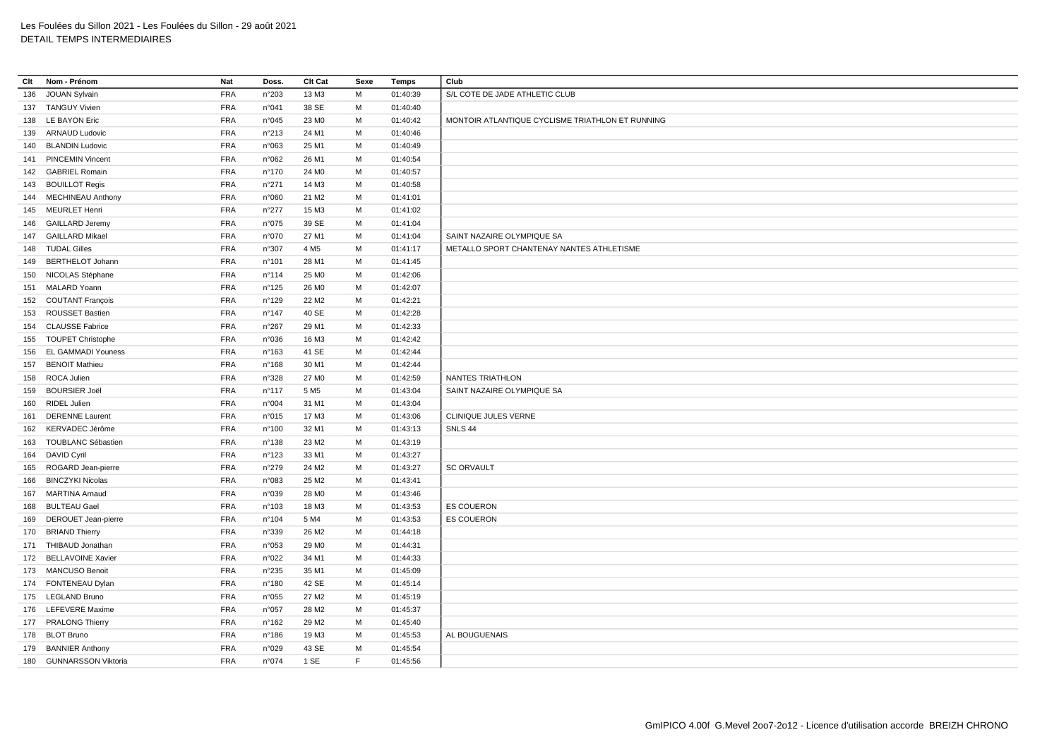Les Foulées du Sillon 2021 - Les Foulées du Sillon - 29 août 2021
DETAIL TEMPS INTERMEDIAIRES

| Clt | Nom - Prénom | Nat | Doss. | Clt Cat | Sexe | Temps | Club |
|---|---|---|---|---|---|---|---|
| 136 | JOUAN Sylvain | FRA | n°203 | 13 M3 | M | 01:40:39 | S/L COTE DE JADE ATHLETIC CLUB |
| 137 | TANGUY Vivien | FRA | n°041 | 38 SE | M | 01:40:40 | |
| 138 | LE BAYON Eric | FRA | n°045 | 23 M0 | M | 01:40:42 | MONTOIR ATLANTIQUE CYCLISME TRIATHLON ET RUNNING |
| 139 | ARNAUD Ludovic | FRA | n°213 | 24 M1 | M | 01:40:46 | |
| 140 | BLANDIN Ludovic | FRA | n°063 | 25 M1 | M | 01:40:49 | |
| 141 | PINCEMIN Vincent | FRA | n°062 | 26 M1 | M | 01:40:54 | |
| 142 | GABRIEL Romain | FRA | n°170 | 24 M0 | M | 01:40:57 | |
| 143 | BOUILLOT Regis | FRA | n°271 | 14 M3 | M | 01:40:58 | |
| 144 | MECHINEAU Anthony | FRA | n°060 | 21 M2 | M | 01:41:01 | |
| 145 | MEURLET Henri | FRA | n°277 | 15 M3 | M | 01:41:02 | |
| 146 | GAILLARD Jeremy | FRA | n°075 | 39 SE | M | 01:41:04 | |
| 147 | GAILLARD Mikael | FRA | n°070 | 27 M1 | M | 01:41:04 | SAINT NAZAIRE OLYMPIQUE SA |
| 148 | TUDAL Gilles | FRA | n°307 | 4 M5 | M | 01:41:17 | METALLO SPORT CHANTENAY NANTES ATHLETISME |
| 149 | BERTHELOT Johann | FRA | n°101 | 28 M1 | M | 01:41:45 | |
| 150 | NICOLAS Stéphane | FRA | n°114 | 25 M0 | M | 01:42:06 | |
| 151 | MALARD Yoann | FRA | n°125 | 26 M0 | M | 01:42:07 | |
| 152 | COUTANT François | FRA | n°129 | 22 M2 | M | 01:42:21 | |
| 153 | ROUSSET Bastien | FRA | n°147 | 40 SE | M | 01:42:28 | |
| 154 | CLAUSSE Fabrice | FRA | n°267 | 29 M1 | M | 01:42:33 | |
| 155 | TOUPET Christophe | FRA | n°036 | 16 M3 | M | 01:42:42 | |
| 156 | EL GAMMADI Youness | FRA | n°163 | 41 SE | M | 01:42:44 | |
| 157 | BENOIT Mathieu | FRA | n°168 | 30 M1 | M | 01:42:44 | |
| 158 | ROCA Julien | FRA | n°328 | 27 M0 | M | 01:42:59 | NANTES TRIATHLON |
| 159 | BOURSIER Joël | FRA | n°117 | 5 M5 | M | 01:43:04 | SAINT NAZAIRE OLYMPIQUE SA |
| 160 | RIDEL Julien | FRA | n°004 | 31 M1 | M | 01:43:04 | |
| 161 | DERENNE Laurent | FRA | n°015 | 17 M3 | M | 01:43:06 | CLINIQUE JULES VERNE |
| 162 | KERVADEC Jérôme | FRA | n°100 | 32 M1 | M | 01:43:13 | SNLS 44 |
| 163 | TOUBLANC Sébastien | FRA | n°138 | 23 M2 | M | 01:43:19 | |
| 164 | DAVID Cyril | FRA | n°123 | 33 M1 | M | 01:43:27 | |
| 165 | ROGARD Jean-pierre | FRA | n°279 | 24 M2 | M | 01:43:27 | SC ORVAULT |
| 166 | BINCZYKI Nicolas | FRA | n°083 | 25 M2 | M | 01:43:41 | |
| 167 | MARTINA Arnaud | FRA | n°039 | 28 M0 | M | 01:43:46 | |
| 168 | BULTEAU Gael | FRA | n°103 | 18 M3 | M | 01:43:53 | ES COUERON |
| 169 | DEROUET Jean-pierre | FRA | n°104 | 5 M4 | M | 01:43:53 | ES COUERON |
| 170 | BRIAND Thierry | FRA | n°339 | 26 M2 | M | 01:44:18 | |
| 171 | THIBAUD Jonathan | FRA | n°053 | 29 M0 | M | 01:44:31 | |
| 172 | BELLAVOINE Xavier | FRA | n°022 | 34 M1 | M | 01:44:33 | |
| 173 | MANCUSO Benoit | FRA | n°235 | 35 M1 | M | 01:45:09 | |
| 174 | FONTENEAU Dylan | FRA | n°180 | 42 SE | M | 01:45:14 | |
| 175 | LEGLAND Bruno | FRA | n°055 | 27 M2 | M | 01:45:19 | |
| 176 | LEFEVERE Maxime | FRA | n°057 | 28 M2 | M | 01:45:37 | |
| 177 | PRALONG Thierry | FRA | n°162 | 29 M2 | M | 01:45:40 | |
| 178 | BLOT Bruno | FRA | n°186 | 19 M3 | M | 01:45:53 | AL BOUGUENAIS |
| 179 | BANNIER Anthony | FRA | n°029 | 43 SE | M | 01:45:54 | |
| 180 | GUNNARSSON Viktoria | FRA | n°074 | 1 SE | F | 01:45:56 | |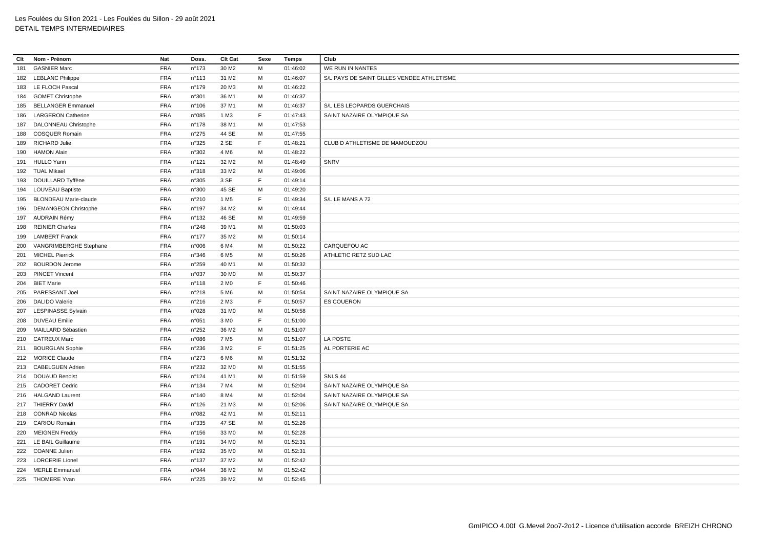Les Foulées du Sillon 2021 - Les Foulées du Sillon - 29 août 2021
DETAIL TEMPS INTERMEDIAIRES

| Clt | Nom - Prénom | Nat | Doss. | Clt Cat | Sexe | Temps | Club |
|---|---|---|---|---|---|---|---|
| 181 | GASNIER Marc | FRA | n°173 | 30 M2 | M | 01:46:02 | WE RUN IN NANTES |
| 182 | LEBLANC Philippe | FRA | n°113 | 31 M2 | M | 01:46:07 | S/L PAYS DE SAINT GILLES VENDEE ATHLETISME |
| 183 | LE FLOCH Pascal | FRA | n°179 | 20 M3 | M | 01:46:22 | |
| 184 | GOMET Christophe | FRA | n°301 | 36 M1 | M | 01:46:37 | |
| 185 | BELLANGER Emmanuel | FRA | n°106 | 37 M1 | M | 01:46:37 | S/L LES LEOPARDS GUERCHAIS |
| 186 | LARGERON Catherine | FRA | n°085 | 1 M3 | F | 01:47:43 | SAINT NAZAIRE OLYMPIQUE SA |
| 187 | DALONNEAU Christophe | FRA | n°178 | 38 M1 | M | 01:47:53 | |
| 188 | COSQUER Romain | FRA | n°275 | 44 SE | M | 01:47:55 | |
| 189 | RICHARD Julie | FRA | n°325 | 2 SE | F | 01:48:21 | CLUB D ATHLETISME DE MAMOUDZOU |
| 190 | HAMON Alain | FRA | n°302 | 4 M6 | M | 01:48:22 | |
| 191 | HULLO Yann | FRA | n°121 | 32 M2 | M | 01:48:49 | SNRV |
| 192 | TUAL Mikael | FRA | n°318 | 33 M2 | M | 01:49:06 | |
| 193 | DOUILLARD Tyffène | FRA | n°305 | 3 SE | F | 01:49:14 | |
| 194 | LOUVEAU Baptiste | FRA | n°300 | 45 SE | M | 01:49:20 | |
| 195 | BLONDEAU Marie-claude | FRA | n°210 | 1 M5 | F | 01:49:34 | S/L LE MANS A 72 |
| 196 | DEMANGEON Christophe | FRA | n°197 | 34 M2 | M | 01:49:44 | |
| 197 | AUDRAIN Rémy | FRA | n°132 | 46 SE | M | 01:49:59 | |
| 198 | REINIER Charles | FRA | n°248 | 39 M1 | M | 01:50:03 | |
| 199 | LAMBERT Franck | FRA | n°177 | 35 M2 | M | 01:50:14 | |
| 200 | VANGRIMBERGHE Stephane | FRA | n°006 | 6 M4 | M | 01:50:22 | CARQUEFOU AC |
| 201 | MICHEL Pierrick | FRA | n°346 | 6 M5 | M | 01:50:26 | ATHLETIC RETZ SUD LAC |
| 202 | BOURDON Jerome | FRA | n°259 | 40 M1 | M | 01:50:32 | |
| 203 | PINCET Vincent | FRA | n°037 | 30 M0 | M | 01:50:37 | |
| 204 | BIET Marie | FRA | n°118 | 2 M0 | F | 01:50:46 | |
| 205 | PARESSANT Joel | FRA | n°218 | 5 M6 | M | 01:50:54 | SAINT NAZAIRE OLYMPIQUE SA |
| 206 | DALIDO Valerie | FRA | n°216 | 2 M3 | F | 01:50:57 | ES COUERON |
| 207 | LESPINASSE Sylvain | FRA | n°028 | 31 M0 | M | 01:50:58 | |
| 208 | DUVEAU Emilie | FRA | n°051 | 3 M0 | F | 01:51:00 | |
| 209 | MAILLARD Sébastien | FRA | n°252 | 36 M2 | M | 01:51:07 | |
| 210 | CATREUX Marc | FRA | n°086 | 7 M5 | M | 01:51:07 | LA POSTE |
| 211 | BOURGLAN Sophie | FRA | n°236 | 3 M2 | F | 01:51:25 | AL PORTERIE AC |
| 212 | MORICE Claude | FRA | n°273 | 6 M6 | M | 01:51:32 | |
| 213 | CABELGUEN Adrien | FRA | n°232 | 32 M0 | M | 01:51:55 | |
| 214 | DOUAUD Benoist | FRA | n°124 | 41 M1 | M | 01:51:59 | SNLS 44 |
| 215 | CADORET Cedric | FRA | n°134 | 7 M4 | M | 01:52:04 | SAINT NAZAIRE OLYMPIQUE SA |
| 216 | HALGAND Laurent | FRA | n°140 | 8 M4 | M | 01:52:04 | SAINT NAZAIRE OLYMPIQUE SA |
| 217 | THIERRY David | FRA | n°126 | 21 M3 | M | 01:52:06 | SAINT NAZAIRE OLYMPIQUE SA |
| 218 | CONRAD Nicolas | FRA | n°082 | 42 M1 | M | 01:52:11 | |
| 219 | CARIOU Romain | FRA | n°335 | 47 SE | M | 01:52:26 | |
| 220 | MEIGNEN Freddy | FRA | n°156 | 33 M0 | M | 01:52:28 | |
| 221 | LE BAIL Guillaume | FRA | n°191 | 34 M0 | M | 01:52:31 | |
| 222 | COANNE Julien | FRA | n°192 | 35 M0 | M | 01:52:31 | |
| 223 | LORCERIE Lionel | FRA | n°137 | 37 M2 | M | 01:52:42 | |
| 224 | MERLE Emmanuel | FRA | n°044 | 38 M2 | M | 01:52:42 | |
| 225 | THOMERE Yvan | FRA | n°225 | 39 M2 | M | 01:52:45 | |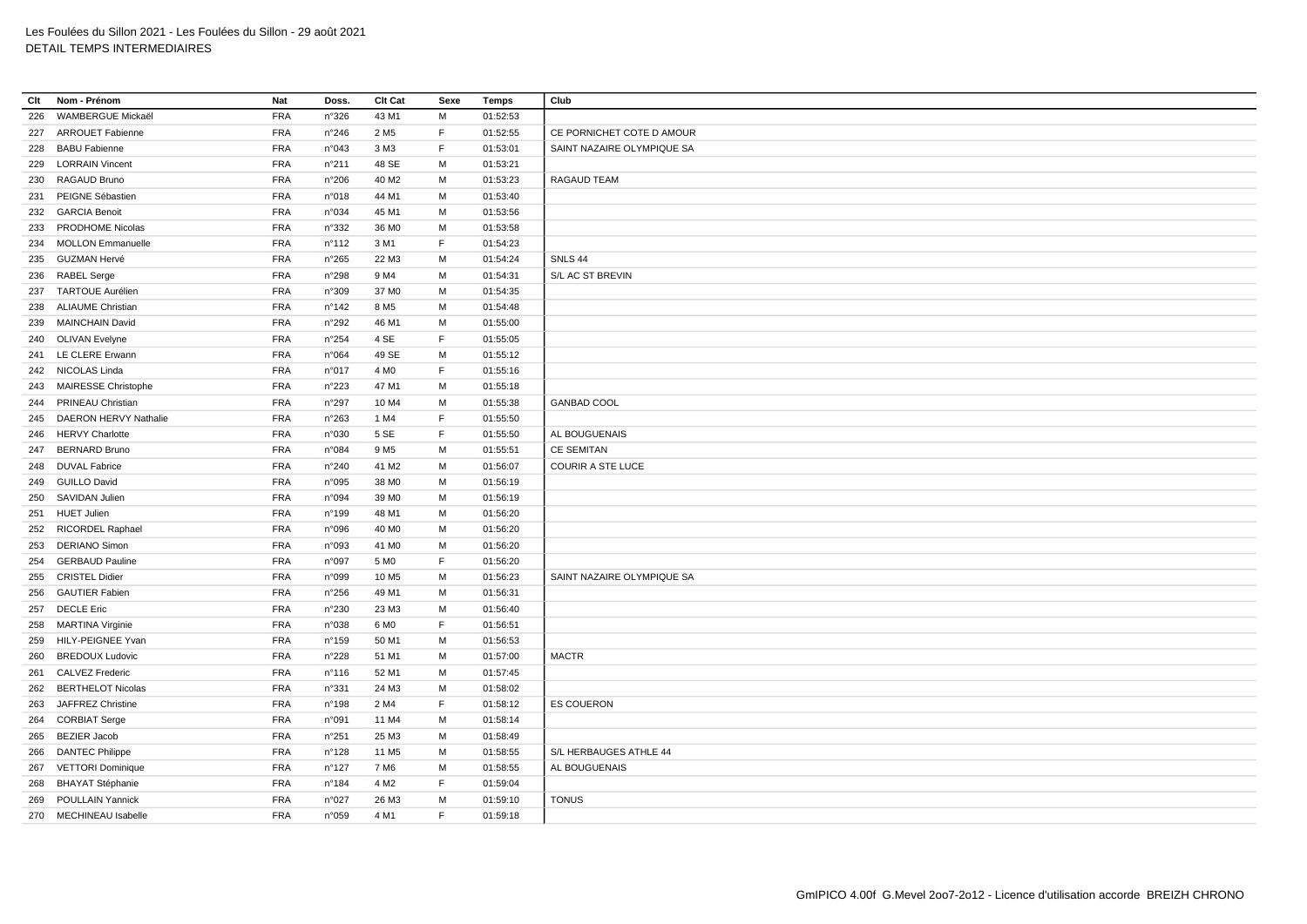Les Foulées du Sillon 2021 - Les Foulées du Sillon - 29 août 2021
DETAIL TEMPS INTERMEDIAIRES

| Clt | Nom - Prénom | Nat | Doss. | Clt Cat | Sexe | Temps | Club |
|---|---|---|---|---|---|---|---|
| 226 | WAMBERGUE Mickaël | FRA | n°326 | 43 M1 | M | 01:52:53 | |
| 227 | ARROUET Fabienne | FRA | n°246 | 2 M5 | F | 01:52:55 | CE PORNICHET COTE D AMOUR |
| 228 | BABU Fabienne | FRA | n°043 | 3 M3 | F | 01:53:01 | SAINT NAZAIRE OLYMPIQUE SA |
| 229 | LORRAIN Vincent | FRA | n°211 | 48 SE | M | 01:53:21 | |
| 230 | RAGAUD Bruno | FRA | n°206 | 40 M2 | M | 01:53:23 | RAGAUD TEAM |
| 231 | PEIGNE Sébastien | FRA | n°018 | 44 M1 | M | 01:53:40 | |
| 232 | GARCIA Benoit | FRA | n°034 | 45 M1 | M | 01:53:56 | |
| 233 | PRODHOME Nicolas | FRA | n°332 | 36 M0 | M | 01:53:58 | |
| 234 | MOLLON Emmanuelle | FRA | n°112 | 3 M1 | F | 01:54:23 | |
| 235 | GUZMAN Hervé | FRA | n°265 | 22 M3 | M | 01:54:24 | SNLS 44 |
| 236 | RABEL Serge | FRA | n°298 | 9 M4 | M | 01:54:31 | S/L AC ST BREVIN |
| 237 | TARTOUE Aurélien | FRA | n°309 | 37 M0 | M | 01:54:35 | |
| 238 | ALIAUME Christian | FRA | n°142 | 8 M5 | M | 01:54:48 | |
| 239 | MAINCHAIN David | FRA | n°292 | 46 M1 | M | 01:55:00 | |
| 240 | OLIVAN Evelyne | FRA | n°254 | 4 SE | F | 01:55:05 | |
| 241 | LE CLERE Erwann | FRA | n°064 | 49 SE | M | 01:55:12 | |
| 242 | NICOLAS Linda | FRA | n°017 | 4 M0 | F | 01:55:16 | |
| 243 | MAIRESSE Christophe | FRA | n°223 | 47 M1 | M | 01:55:18 | |
| 244 | PRINEAU Christian | FRA | n°297 | 10 M4 | M | 01:55:38 | GANBAD COOL |
| 245 | DAERON HERVY Nathalie | FRA | n°263 | 1 M4 | F | 01:55:50 | |
| 246 | HERVY Charlotte | FRA | n°030 | 5 SE | F | 01:55:50 | AL BOUGUENAIS |
| 247 | BERNARD Bruno | FRA | n°084 | 9 M5 | M | 01:55:51 | CE SEMITAN |
| 248 | DUVAL Fabrice | FRA | n°240 | 41 M2 | M | 01:56:07 | COURIR A STE LUCE |
| 249 | GUILLO David | FRA | n°095 | 38 M0 | M | 01:56:19 | |
| 250 | SAVIDAN Julien | FRA | n°094 | 39 M0 | M | 01:56:19 | |
| 251 | HUET Julien | FRA | n°199 | 48 M1 | M | 01:56:20 | |
| 252 | RICORDEL Raphael | FRA | n°096 | 40 M0 | M | 01:56:20 | |
| 253 | DERIANO Simon | FRA | n°093 | 41 M0 | M | 01:56:20 | |
| 254 | GERBAUD Pauline | FRA | n°097 | 5 M0 | F | 01:56:20 | |
| 255 | CRISTEL Didier | FRA | n°099 | 10 M5 | M | 01:56:23 | SAINT NAZAIRE OLYMPIQUE SA |
| 256 | GAUTIER Fabien | FRA | n°256 | 49 M1 | M | 01:56:31 | |
| 257 | DECLE Eric | FRA | n°230 | 23 M3 | M | 01:56:40 | |
| 258 | MARTINA Virginie | FRA | n°038 | 6 M0 | F | 01:56:51 | |
| 259 | HILY-PEIGNEE Yvan | FRA | n°159 | 50 M1 | M | 01:56:53 | |
| 260 | BREDOUX Ludovic | FRA | n°228 | 51 M1 | M | 01:57:00 | MACTR |
| 261 | CALVEZ Frederic | FRA | n°116 | 52 M1 | M | 01:57:45 | |
| 262 | BERTHELOT Nicolas | FRA | n°331 | 24 M3 | M | 01:58:02 | |
| 263 | JAFFREZ Christine | FRA | n°198 | 2 M4 | F | 01:58:12 | ES COUERON |
| 264 | CORBIAT Serge | FRA | n°091 | 11 M4 | M | 01:58:14 | |
| 265 | BEZIER Jacob | FRA | n°251 | 25 M3 | M | 01:58:49 | |
| 266 | DANTEC Philippe | FRA | n°128 | 11 M5 | M | 01:58:55 | S/L HERBAUGES ATHLE 44 |
| 267 | VETTORI Dominique | FRA | n°127 | 7 M6 | M | 01:58:55 | AL BOUGUENAIS |
| 268 | BHAYAT Stéphanie | FRA | n°184 | 4 M2 | F | 01:59:04 | |
| 269 | POULLAIN Yannick | FRA | n°027 | 26 M3 | M | 01:59:10 | TONUS |
| 270 | MECHINEAU Isabelle | FRA | n°059 | 4 M1 | F | 01:59:18 | |

GmIPICO 4.00f G.Mevel 2oo7-2o12 - Licence d'utilisation accorde BREIZH CHRONO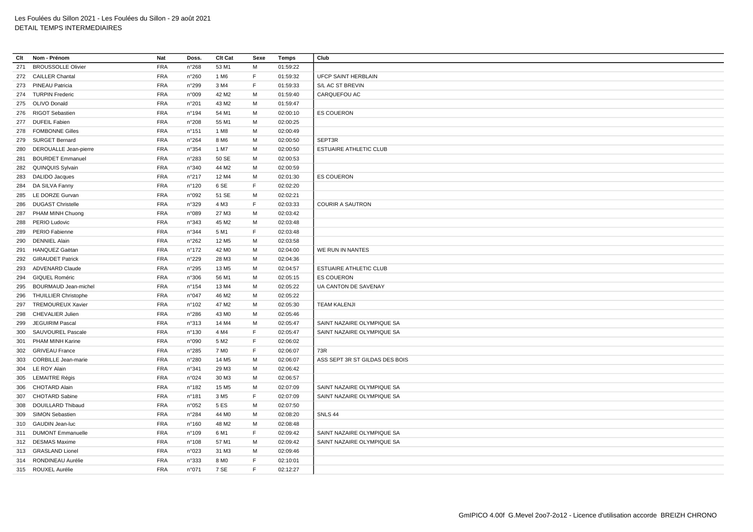| Clt | Nom - Prénom | Nat | Doss. | Clt Cat | Sexe | Temps | Club |
|---|---|---|---|---|---|---|---|
| 271 | BROUSSOLLE Olivier | FRA | n°268 | 53 M1 | M | 01:59:22 | |
| 272 | CAILLER Chantal | FRA | n°260 | 1 M6 | F | 01:59:32 | UFCP SAINT HERBLAIN |
| 273 | PINEAU Patricia | FRA | n°299 | 3 M4 | F | 01:59:33 | S/L AC ST BREVIN |
| 274 | TURPIN Frederic | FRA | n°009 | 42 M2 | M | 01:59:40 | CARQUEFOU AC |
| 275 | OLIVO Donald | FRA | n°201 | 43 M2 | M | 01:59:47 | |
| 276 | RIGOT Sebastien | FRA | n°194 | 54 M1 | M | 02:00:10 | ES COUERON |
| 277 | DUFEIL Fabien | FRA | n°208 | 55 M1 | M | 02:00:25 | |
| 278 | FOMBONNE Gilles | FRA | n°151 | 1 M8 | M | 02:00:49 | |
| 279 | SURGET Bernard | FRA | n°264 | 8 M6 | M | 02:00:50 | SEPT3R |
| 280 | DEROUALLE Jean-pierre | FRA | n°354 | 1 M7 | M | 02:00:50 | ESTUAIRE ATHLETIC CLUB |
| 281 | BOURDET Emmanuel | FRA | n°283 | 50 SE | M | 02:00:53 | |
| 282 | QUINQUIS Sylvain | FRA | n°340 | 44 M2 | M | 02:00:59 | |
| 283 | DALIDO Jacques | FRA | n°217 | 12 M4 | M | 02:01:30 | ES COUERON |
| 284 | DA SILVA Fanny | FRA | n°120 | 6 SE | F | 02:02:20 | |
| 285 | LE DORZE Gurvan | FRA | n°092 | 51 SE | M | 02:02:21 | |
| 286 | DUGAST Christelle | FRA | n°329 | 4 M3 | F | 02:03:33 | COURIR A SAUTRON |
| 287 | PHAM MINH Chuong | FRA | n°089 | 27 M3 | M | 02:03:42 | |
| 288 | PERIO Ludovic | FRA | n°343 | 45 M2 | M | 02:03:48 | |
| 289 | PERIO Fabienne | FRA | n°344 | 5 M1 | F | 02:03:48 | |
| 290 | DENNIEL Alain | FRA | n°262 | 12 M5 | M | 02:03:58 | |
| 291 | HANQUEZ Gaëtan | FRA | n°172 | 42 M0 | M | 02:04:00 | WE RUN IN NANTES |
| 292 | GIRAUDET Patrick | FRA | n°229 | 28 M3 | M | 02:04:36 | |
| 293 | ADVENARD Claude | FRA | n°295 | 13 M5 | M | 02:04:57 | ESTUAIRE ATHLETIC CLUB |
| 294 | GIQUEL Roméric | FRA | n°306 | 56 M1 | M | 02:05:15 | ES COUERON |
| 295 | BOURMAUD Jean-michel | FRA | n°154 | 13 M4 | M | 02:05:22 | UA CANTON DE SAVENAY |
| 296 | THUILLIER Christophe | FRA | n°047 | 46 M2 | M | 02:05:22 | |
| 297 | TREMOUREUX Xavier | FRA | n°102 | 47 M2 | M | 02:05:30 | TEAM KALENJI |
| 298 | CHEVALIER Julien | FRA | n°286 | 43 M0 | M | 02:05:46 | |
| 299 | JEGUIRIM Pascal | FRA | n°313 | 14 M4 | M | 02:05:47 | SAINT NAZAIRE OLYMPIQUE SA |
| 300 | SAUVOUREL Pascale | FRA | n°130 | 4 M4 | F | 02:05:47 | SAINT NAZAIRE OLYMPIQUE SA |
| 301 | PHAM MINH Karine | FRA | n°090 | 5 M2 | F | 02:06:02 | |
| 302 | GRIVEAU France | FRA | n°285 | 7 M0 | F | 02:06:07 | 73R |
| 303 | CORBILLE Jean-marie | FRA | n°280 | 14 M5 | M | 02:06:07 | ASS SEPT 3R ST GILDAS DES BOIS |
| 304 | LE ROY Alain | FRA | n°341 | 29 M3 | M | 02:06:42 | |
| 305 | LEMAITRE Régis | FRA | n°024 | 30 M3 | M | 02:06:57 | |
| 306 | CHOTARD Alain | FRA | n°182 | 15 M5 | M | 02:07:09 | SAINT NAZAIRE OLYMPIQUE SA |
| 307 | CHOTARD Sabine | FRA | n°181 | 3 M5 | F | 02:07:09 | SAINT NAZAIRE OLYMPIQUE SA |
| 308 | DOUILLARD Thibaud | FRA | n°052 | 5 ES | M | 02:07:50 | |
| 309 | SIMON Sebastien | FRA | n°284 | 44 M0 | M | 02:08:20 | SNLS 44 |
| 310 | GAUDIN Jean-luc | FRA | n°160 | 48 M2 | M | 02:08:48 | |
| 311 | DUMONT Emmanuelle | FRA | n°109 | 6 M1 | F | 02:09:42 | SAINT NAZAIRE OLYMPIQUE SA |
| 312 | DESMAS Maxime | FRA | n°108 | 57 M1 | M | 02:09:42 | SAINT NAZAIRE OLYMPIQUE SA |
| 313 | GRASLAND Lionel | FRA | n°023 | 31 M3 | M | 02:09:46 | |
| 314 | RONDINEAU Aurélie | FRA | n°333 | 8 M0 | F | 02:10:01 | |
| 315 | ROUXEL Aurélie | FRA | n°071 | 7 SE | F | 02:12:27 | |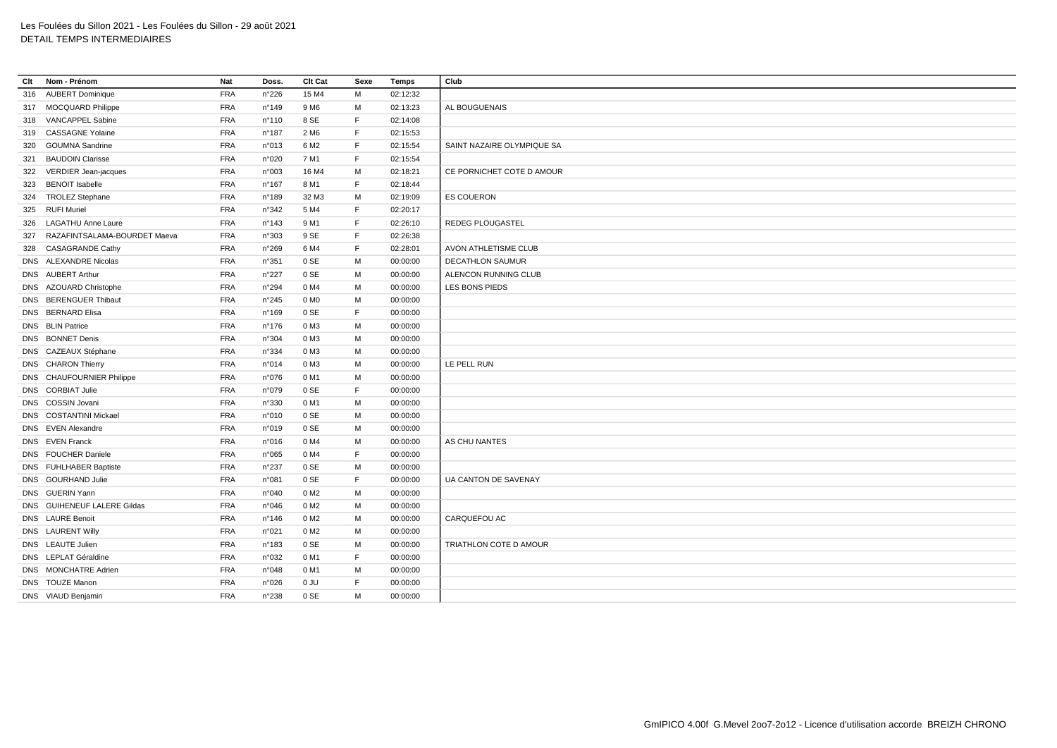Les Foulées du Sillon 2021 - Les Foulées du Sillon - 29 août 2021
DETAIL TEMPS INTERMEDIAIRES

| Clt | Nom - Prénom | Nat | Doss. | Clt Cat | Sexe | Temps | Club |
|---|---|---|---|---|---|---|---|
| 316 | AUBERT Dominique | FRA | n°226 | 15 M4 | M | 02:12:32 | |
| 317 | MOCQUARD Philippe | FRA | n°149 | 9 M6 | M | 02:13:23 | AL BOUGUENAIS |
| 318 | VANCAPPEL Sabine | FRA | n°110 | 8 SE | F | 02:14:08 | |
| 319 | CASSAGNE Yolaine | FRA | n°187 | 2 M6 | F | 02:15:53 | |
| 320 | GOUMNA Sandrine | FRA | n°013 | 6 M2 | F | 02:15:54 | SAINT NAZAIRE OLYMPIQUE SA |
| 321 | BAUDOIN Clarisse | FRA | n°020 | 7 M1 | F | 02:15:54 | |
| 322 | VERDIER Jean-jacques | FRA | n°003 | 16 M4 | M | 02:18:21 | CE PORNICHET COTE D AMOUR |
| 323 | BENOIT Isabelle | FRA | n°167 | 8 M1 | F | 02:18:44 | |
| 324 | TROLEZ Stephane | FRA | n°189 | 32 M3 | M | 02:19:09 | ES COUERON |
| 325 | RUFI Muriel | FRA | n°342 | 5 M4 | F | 02:20:17 | |
| 326 | LAGATHU Anne Laure | FRA | n°143 | 9 M1 | F | 02:26:10 | REDEG PLOUGASTEL |
| 327 | RAZAFINTSALAMA-BOURDET Maeva | FRA | n°303 | 9 SE | F | 02:26:38 | |
| 328 | CASAGRANDE Cathy | FRA | n°269 | 6 M4 | F | 02:28:01 | AVON ATHLETISME CLUB |
| DNS | ALEXANDRE Nicolas | FRA | n°351 | 0 SE | M | 00:00:00 | DECATHLON SAUMUR |
| DNS | AUBERT Arthur | FRA | n°227 | 0 SE | M | 00:00:00 | ALENCON RUNNING CLUB |
| DNS | AZOUARD Christophe | FRA | n°294 | 0 M4 | M | 00:00:00 | LES BONS PIEDS |
| DNS | BERENGUER Thibaut | FRA | n°245 | 0 M0 | M | 00:00:00 | |
| DNS | BERNARD Elisa | FRA | n°169 | 0 SE | F | 00:00:00 | |
| DNS | BLIN Patrice | FRA | n°176 | 0 M3 | M | 00:00:00 | |
| DNS | BONNET Denis | FRA | n°304 | 0 M3 | M | 00:00:00 | |
| DNS | CAZEAUX Stéphane | FRA | n°334 | 0 M3 | M | 00:00:00 | |
| DNS | CHARON Thierry | FRA | n°014 | 0 M3 | M | 00:00:00 | LE PELL RUN |
| DNS | CHAUFOURNIER Philippe | FRA | n°076 | 0 M1 | M | 00:00:00 | |
| DNS | CORBIAT Julie | FRA | n°079 | 0 SE | F | 00:00:00 | |
| DNS | COSSIN Jovani | FRA | n°330 | 0 M1 | M | 00:00:00 | |
| DNS | COSTANTINI Mickael | FRA | n°010 | 0 SE | M | 00:00:00 | |
| DNS | EVEN Alexandre | FRA | n°019 | 0 SE | M | 00:00:00 | |
| DNS | EVEN Franck | FRA | n°016 | 0 M4 | M | 00:00:00 | AS CHU NANTES |
| DNS | FOUCHER Daniele | FRA | n°065 | 0 M4 | F | 00:00:00 | |
| DNS | FUHLHABER Baptiste | FRA | n°237 | 0 SE | M | 00:00:00 | |
| DNS | GOURHAND Julie | FRA | n°081 | 0 SE | F | 00:00:00 | UA CANTON DE SAVENAY |
| DNS | GUERIN Yann | FRA | n°040 | 0 M2 | M | 00:00:00 | |
| DNS | GUIHENEUF LALERE Gildas | FRA | n°046 | 0 M2 | M | 00:00:00 | |
| DNS | LAURE Benoit | FRA | n°146 | 0 M2 | M | 00:00:00 | CARQUEFOU AC |
| DNS | LAURENT Willy | FRA | n°021 | 0 M2 | M | 00:00:00 | |
| DNS | LEAUTE Julien | FRA | n°183 | 0 SE | M | 00:00:00 | TRIATHLON COTE D AMOUR |
| DNS | LEPLAT Géraldine | FRA | n°032 | 0 M1 | F | 00:00:00 | |
| DNS | MONCHATRE Adrien | FRA | n°048 | 0 M1 | M | 00:00:00 | |
| DNS | TOUZE Manon | FRA | n°026 | 0 JU | F | 00:00:00 | |
| DNS | VIAUD Benjamin | FRA | n°238 | 0 SE | M | 00:00:00 | |

GmIPICO 4.00f G.Mevel 2oo7-2o12 - Licence d'utilisation accorde BREIZH CHRONO